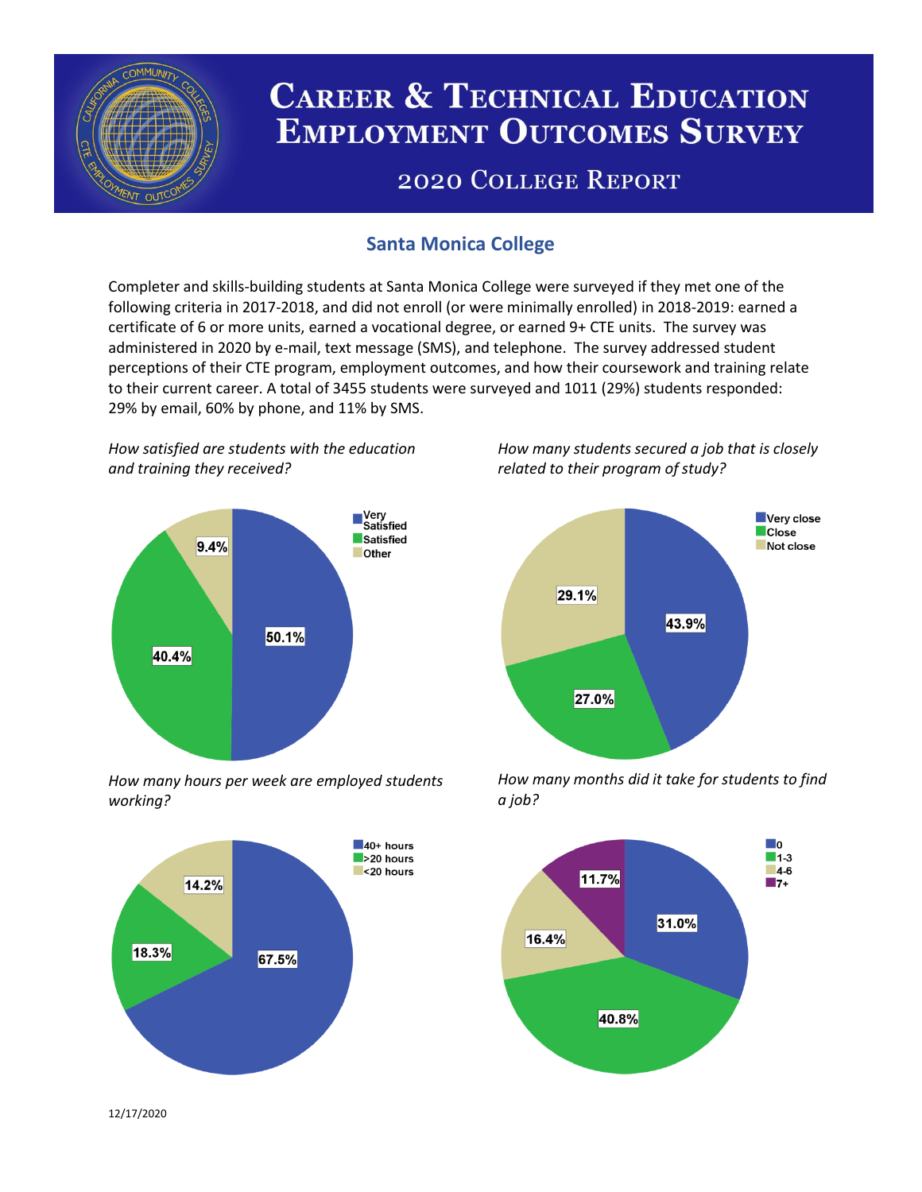# Career & Technical Education Employment Outcomes Survey

## 2020 College Report

### Santa Monica College

Completer and skills-building students at Santa Monica College were surveyed if they met one of the following criteria in 2017-2018, and did not enroll (or were minimally enrolled) in 2018-2019: earned a certificate of 6 or more units, earned a vocational degree, or earned 9+ CTE units. The survey was administered in 2020 by e-mail, text message (SMS), and telephone. The survey addressed student perceptions of their CTE program, employment outcomes, and how their coursework and training relate to their current career. A total of 3455 students were surveyed and 1011 (29%) students responded: 29% by email, 60% by phone, and 11% by SMS.

*How satisfied are students with the education and training they received?*

| Response | Percent |
|---|---|
| Very Satisfied | 50.1% |
| Satisfied | 40.4% |
| Other | 9.4% |

*How many students secured a job that is closely related to their program of study?*

| Response | Percent |
|---|---|
| Very close | 43.9% |
| Close | 27.0% |
| Not close | 29.1% |

*How many hours per week are employed students working?*

| Response | Percent |
|---|---|
| 40+ hours | 67.5% |
| >20 hours | 18.3% |
| <20 hours | 14.2% |

*How many months did it take for students to find a job?*

| Months | Percent |
|---|---|
| 0 | 31.0% |
| 1-3 | 40.8% |
| 4-6 | 16.4% |
| 7+ | 11.7% |

12/17/2020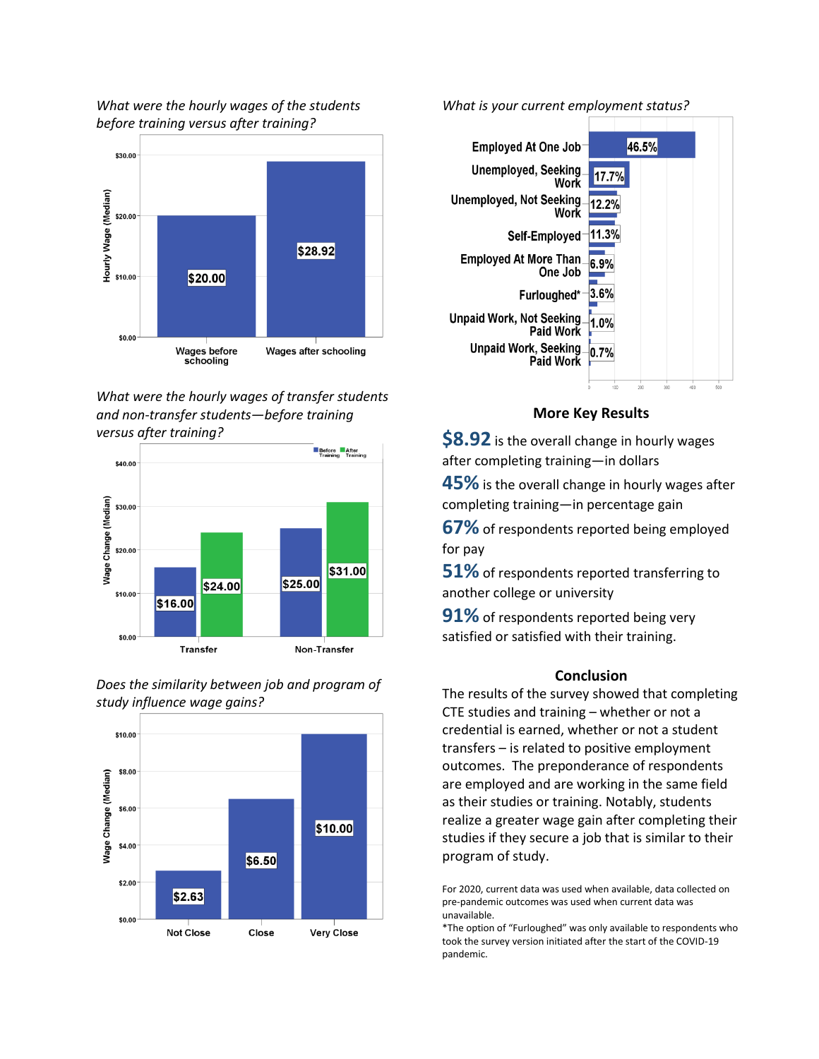*What were the hourly wages of the students before training versus after training?*

Hourly Wage (Median)

$30.00
$20.00
$10.00
$0.00

$20.00
$28.92

Wages before schooling
Wages after schooling

*What were the hourly wages of transfer students and non-transfer students—before training versus after training?*

Before Training
After Training

Wage Change (Median)

$40.00
$30.00
$20.00
$10.00
$0.00

$16.00
$24.00
$25.00
$31.00

Transfer
Non-Transfer

*Does the similarity between job and program of study influence wage gains?*

Wage Change (Median)

$10.00
$8.00
$6.00
$4.00
$2.00
$0.00

$2.63
$6.50
$10.00

Not Close
Close
Very Close

*What is your current employment status?*

Employed At One Job 46.5%
Unemployed, Seeking Work 17.7%
Unemployed, Not Seeking Work 12.2%
Self-Employed 11.3%
Employed At More Than One Job 6.9%
Furloughed* 3.6%
Unpaid Work, Not Seeking Paid Work 1.0%
Unpaid Work, Seeking Paid Work 0.7%

0 100 200 300 400 500

## More Key Results

**$8.92** is the overall change in hourly wages after completing training—in dollars

**45%** is the overall change in hourly wages after completing training—in percentage gain

**67%** of respondents reported being employed for pay

**51%** of respondents reported transferring to another college or university

**91%** of respondents reported being very satisfied or satisfied with their training.

## Conclusion

The results of the survey showed that completing CTE studies and training – whether or not a credential is earned, whether or not a student transfers – is related to positive employment outcomes. The preponderance of respondents are employed and are working in the same field as their studies or training. Notably, students realize a greater wage gain after completing their studies if they secure a job that is similar to their program of study.

For 2020, current data was used when available, data collected on pre-pandemic outcomes was used when current data was unavailable.
*The option of "Furloughed" was only available to respondents who took the survey version initiated after the start of the COVID-19 pandemic.